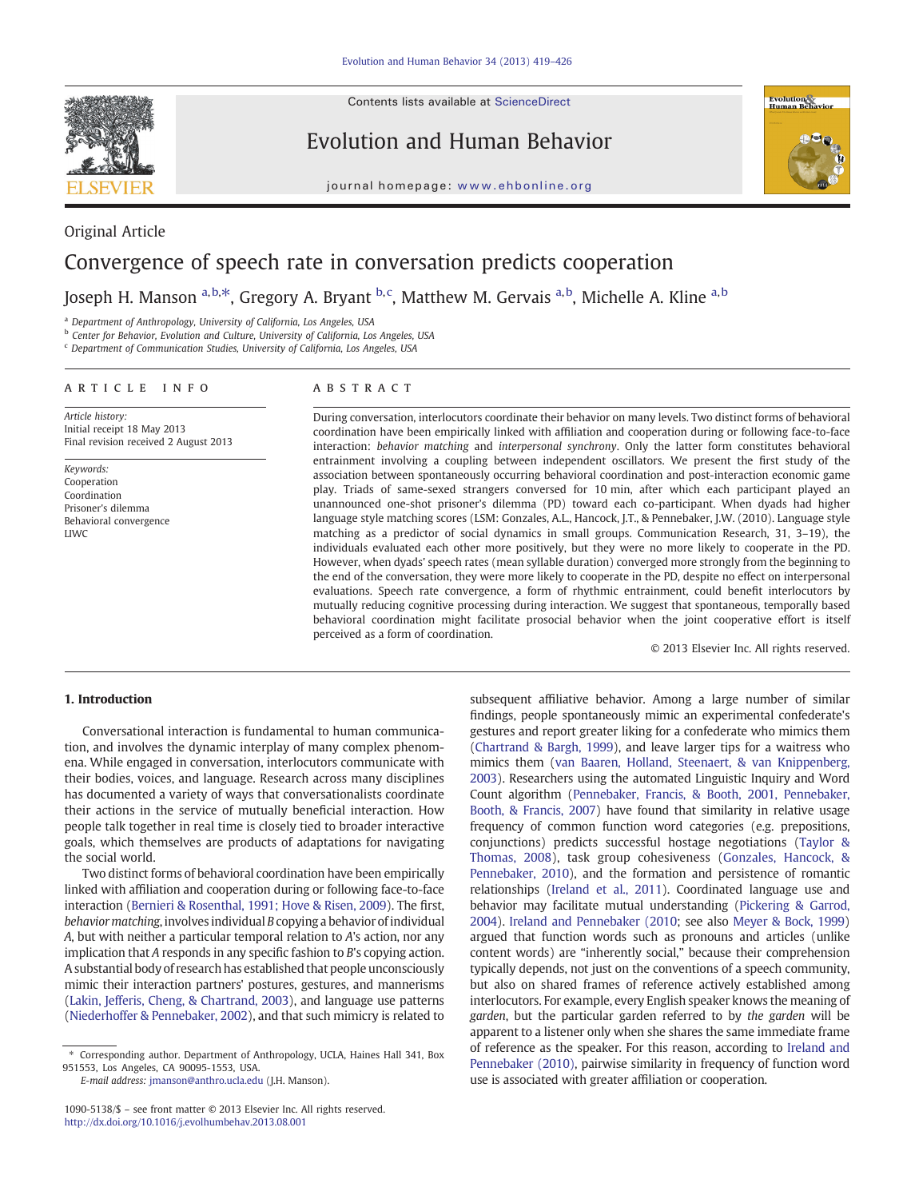Contents lists available at ScienceDirect

# Evolution and Human Behavior

journal homepage: www.ehbonline.org

Original Article

# Convergence of speech rate in conversation predicts cooperation

Joseph H. Manson [a,b,*], Gregory A. Bryant [b,c], Matthew M. Gervais [a,b], Michelle A. Kline [a,b]

[a] Department of Anthropology, University of California, Los Angeles, USA
[b] Center for Behavior, Evolution and Culture, University of California, Los Angeles, USA
[c] Department of Communication Studies, University of California, Los Angeles, USA

**ARTICLE INFO**

*Article history:*
Initial receipt 18 May 2013
Final revision received 2 August 2013

*Keywords:*
Cooperation
Coordination
Prisoner's dilemma
Behavioral convergence
LIWC

**ABSTRACT**

During conversation, interlocutors coordinate their behavior on many levels. Two distinct forms of behavioral coordination have been empirically linked with affiliation and cooperation during or following face-to-face interaction: *behavior matching* and *interpersonal synchrony*. Only the latter form constitutes behavioral entrainment involving a coupling between independent oscillators. We present the first study of the association between spontaneously occurring behavioral coordination and post-interaction economic game play. Triads of same-sexed strangers conversed for 10 min, after which each participant played an unannounced one-shot prisoner's dilemma (PD) toward each co-participant. When dyads had higher language style matching scores (LSM: Gonzales, A.L., Hancock, J.T., & Pennebaker, J.W. (2010). Language style matching as a predictor of social dynamics in small groups. Communication Research, 31, 3–19), the individuals evaluated each other more positively, but they were no more likely to cooperate in the PD. However, when dyads' speech rates (mean syllable duration) converged more strongly from the beginning to the end of the conversation, they were more likely to cooperate in the PD, despite no effect on interpersonal evaluations. Speech rate convergence, a form of rhythmic entrainment, could benefit interlocutors by mutually reducing cognitive processing during interaction. We suggest that spontaneous, temporally based behavioral coordination might facilitate prosocial behavior when the joint cooperative effort is itself perceived as a form of coordination.

© 2013 Elsevier Inc. All rights reserved.

## 1. Introduction

Conversational interaction is fundamental to human communication, and involves the dynamic interplay of many complex phenomena. While engaged in conversation, interlocutors communicate with their bodies, voices, and language. Research across many disciplines has documented a variety of ways that conversationalists coordinate their actions in the service of mutually beneficial interaction. How people talk together in real time is closely tied to broader interactive goals, which themselves are products of adaptations for navigating the social world.

Two distinct forms of behavioral coordination have been empirically linked with affiliation and cooperation during or following face-to-face interaction (Bernieri & Rosenthal, 1991; Hove & Risen, 2009). The first, *behavior matching*, involves individual *B* copying a behavior of individual *A*, but with neither a particular temporal relation to *A*'s action, nor any implication that *A* responds in any specific fashion to *B*'s copying action. A substantial body of research has established that people unconsciously mimic their interaction partners' postures, gestures, and mannerisms (Lakin, Jefferis, Cheng, & Chartrand, 2003), and language use patterns (Niederhoffer & Pennebaker, 2002), and that such mimicry is related to subsequent affiliative behavior. Among a large number of similar findings, people spontaneously mimic an experimental confederate's gestures and report greater liking for a confederate who mimics them (Chartrand & Bargh, 1999), and leave larger tips for a waitress who mimics them (van Baaren, Holland, Steenaert, & van Knippenberg, 2003). Researchers using the automated Linguistic Inquiry and Word Count algorithm (Pennebaker, Francis, & Booth, 2001, Pennebaker, Booth, & Francis, 2007) have found that similarity in relative usage frequency of common function word categories (e.g. prepositions, conjunctions) predicts successful hostage negotiations (Taylor & Thomas, 2008), task group cohesiveness (Gonzales, Hancock, & Pennebaker, 2010), and the formation and persistence of romantic relationships (Ireland et al., 2011). Coordinated language use and behavior may facilitate mutual understanding (Pickering & Garrod, 2004). Ireland and Pennebaker (2010; see also Meyer & Bock, 1999) argued that function words such as pronouns and articles (unlike content words) are "inherently social," because their comprehension typically depends, not just on the conventions of a speech community, but also on shared frames of reference actively established among interlocutors. For example, every English speaker knows the meaning of *garden*, but the particular garden referred to by *the garden* will be apparent to a listener only when she shares the same immediate frame of reference as the speaker. For this reason, according to Ireland and Pennebaker (2010), pairwise similarity in frequency of function word use is associated with greater affiliation or cooperation.

* Corresponding author. Department of Anthropology, UCLA, Haines Hall 341, Box 951553, Los Angeles, CA 90095-1553, USA.
E-mail address: jmanson@anthro.ucla.edu (J.H. Manson).

1090-5138/$ – see front matter © 2013 Elsevier Inc. All rights reserved.
http://dx.doi.org/10.1016/j.evolhumbehav.2013.08.001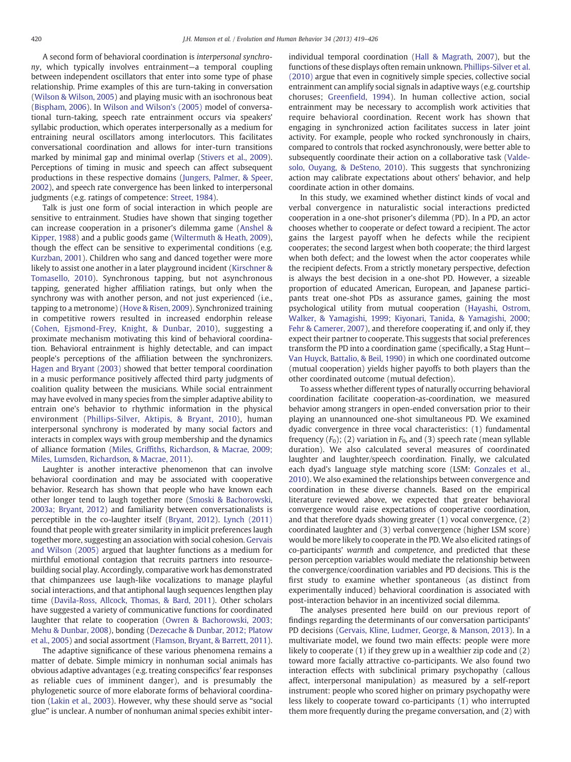A second form of behavioral coordination is *interpersonal synchrony*, which typically involves entrainment—a temporal coupling between independent oscillators that enter into some type of phase relationship. Prime examples of this are turn-taking in conversation (Wilson & Wilson, 2005) and playing music with an isochronous beat (Bispham, 2006). In Wilson and Wilson's (2005) model of conversational turn-taking, speech rate entrainment occurs via speakers' syllabic production, which operates interpersonally as a medium for entraining neural oscillators among interlocutors. This facilitates conversational coordination and allows for inter-turn transitions marked by minimal gap and minimal overlap (Stivers et al., 2009). Perceptions of timing in music and speech can affect subsequent productions in these respective domains (Jungers, Palmer, & Speer, 2002), and speech rate convergence has been linked to interpersonal judgments (e.g. ratings of competence: Street, 1984).

Talk is just one form of social interaction in which people are sensitive to entrainment. Studies have shown that singing together can increase cooperation in a prisoner's dilemma game (Anshel & Kipper, 1988) and a public goods game (Wiltermuth & Heath, 2009), though the effect can be sensitive to experimental conditions (e.g. Kurzban, 2001). Children who sang and danced together were more likely to assist one another in a later playground incident (Kirschner & Tomasello, 2010). Synchronous tapping, but not asynchronous tapping, generated higher affiliation ratings, but only when the synchrony was with another person, and not just experienced (i.e., tapping to a metronome) (Hove & Risen, 2009). Synchronized training in competitive rowers resulted in increased endorphin release (Cohen, Ejsmond-Frey, Knight, & Dunbar, 2010), suggesting a proximate mechanism motivating this kind of behavioral coordination. Behavioral entrainment is highly detectable, and can impact people's perceptions of the affiliation between the synchronizers. Hagen and Bryant (2003) showed that better temporal coordination in a music performance positively affected third party judgments of coalition quality between the musicians. While social entrainment may have evolved in many species from the simpler adaptive ability to entrain one's behavior to rhythmic information in the physical environment (Phillips-Silver, Aktipis, & Bryant, 2010), human interpersonal synchrony is moderated by many social factors and interacts in complex ways with group membership and the dynamics of alliance formation (Miles, Griffiths, Richardson, & Macrae, 2009; Miles, Lumsden, Richardson, & Macrae, 2011).

Laughter is another interactive phenomenon that can involve behavioral coordination and may be associated with cooperative behavior. Research has shown that people who have known each other longer tend to laugh together more (Smoski & Bachorowski, 2003a; Bryant, 2012) and familiarity between conversationalists is perceptible in the co-laughter itself (Bryant, 2012). Lynch (2011) found that people with greater similarity in implicit preferences laugh together more, suggesting an association with social cohesion. Gervais and Wilson (2005) argued that laughter functions as a medium for mirthful emotional contagion that recruits partners into resource-building social play. Accordingly, comparative work has demonstrated that chimpanzees use laugh-like vocalizations to manage playful social interactions, and that antiphonal laugh sequences lengthen play time (Davila-Ross, Allcock, Thomas, & Bard, 2011). Other scholars have suggested a variety of communicative functions for coordinated laughter that relate to cooperation (Owren & Bachorowski, 2003; Mehu & Dunbar, 2008), bonding (Dezecache & Dunbar, 2012; Platow et al., 2005) and social assortment (Flamson, Bryant, & Barrett, 2011).

The adaptive significance of these various phenomena remains a matter of debate. Simple mimicry in nonhuman social animals has obvious adaptive advantages (e.g. treating conspecifics' fear responses as reliable cues of imminent danger), and is presumably the phylogenetic source of more elaborate forms of behavioral coordination (Lakin et al., 2003). However, why these should serve as "social glue" is unclear. A number of nonhuman animal species exhibit inter-individual temporal coordination (Hall & Magrath, 2007), but the functions of these displays often remain unknown. Phillips-Silver et al. (2010) argue that even in cognitively simple species, collective social entrainment can amplify social signals in adaptive ways (e.g. courtship choruses; Greenfield, 1994). In human collective action, social entrainment may be necessary to accomplish work activities that require behavioral coordination. Recent work has shown that engaging in synchronized action facilitates success in later joint activity. For example, people who rocked synchronously in chairs, compared to controls that rocked asynchronously, were better able to subsequently coordinate their action on a collaborative task (Valdesolo, Ouyang, & DeSteno, 2010). This suggests that synchronizing action may calibrate expectations about others' behavior, and help coordinate action in other domains.

In this study, we examined whether distinct kinds of vocal and verbal convergence in naturalistic social interactions predicted cooperation in a one-shot prisoner's dilemma (PD). In a PD, an actor chooses whether to cooperate or defect toward a recipient. The actor gains the largest payoff when he defects while the recipient cooperates; the second largest when both cooperate; the third largest when both defect; and the lowest when the actor cooperates while the recipient defects. From a strictly monetary perspective, defection is always the best decision in a one-shot PD. However, a sizeable proportion of educated American, European, and Japanese participants treat one-shot PDs as assurance games, gaining the most psychological utility from mutual cooperation (Hayashi, Ostrom, Walker, & Yamagishi, 1999; Kiyonari, Tanida, & Yamagishi, 2000; Fehr & Camerer, 2007), and therefore cooperating if, and only if, they expect their partner to cooperate. This suggests that social preferences transform the PD into a coordination game (specifically, a Stag Hunt—Van Huyck, Battalio, & Beil, 1990) in which one coordinated outcome (mutual cooperation) yields higher payoffs to both players than the other coordinated outcome (mutual defection).

To assess whether different types of naturally occurring behavioral coordination facilitate cooperation-as-coordination, we measured behavior among strangers in open-ended conversation prior to their playing an unannounced one-shot simultaneous PD. We examined dyadic convergence in three vocal characteristics: (1) fundamental frequency ($F_0$); (2) variation in $F_0$, and (3) speech rate (mean syllable duration). We also calculated several measures of coordinated laughter and laughter/speech coordination. Finally, we calculated each dyad's language style matching score (LSM: Gonzales et al., 2010). We also examined the relationships between convergence and coordination in these diverse channels. Based on the empirical literature reviewed above, we expected that greater behavioral convergence would raise expectations of cooperative coordination, and that therefore dyads showing greater (1) vocal convergence, (2) coordinated laughter and (3) verbal convergence (higher LSM score) would be more likely to cooperate in the PD. We also elicited ratings of co-participants' *warmth* and *competence*, and predicted that these person perception variables would mediate the relationship between the convergence/coordination variables and PD decisions. This is the first study to examine whether spontaneous (as distinct from experimentally induced) behavioral coordination is associated with post-interaction behavior in an incentivized social dilemma.

The analyses presented here build on our previous report of findings regarding the determinants of our conversation participants' PD decisions (Gervais, Kline, Ludmer, George, & Manson, 2013). In a multivariate model, we found two main effects: people were more likely to cooperate (1) if they grew up in a wealthier zip code and (2) toward more facially attractive co-participants. We also found two interaction effects with subclinical primary psychopathy (callous affect, interpersonal manipulation) as measured by a self-report instrument: people who scored higher on primary psychopathy were less likely to cooperate toward co-participants (1) who interrupted them more frequently during the pregame conversation, and (2) with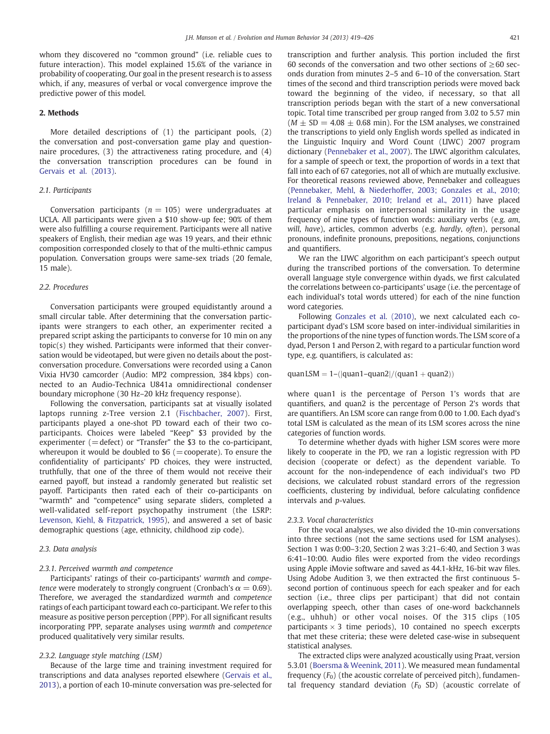whom they discovered no "common ground" (i.e. reliable cues to future interaction). This model explained 15.6% of the variance in probability of cooperating. Our goal in the present research is to assess which, if any, measures of verbal or vocal convergence improve the predictive power of this model.

## 2. Methods

More detailed descriptions of (1) the participant pools, (2) the conversation and post-conversation game play and questionnaire procedures, (3) the attractiveness rating procedure, and (4) the conversation transcription procedures can be found in Gervais et al. (2013).

### 2.1. Participants

Conversation participants ($n = 105$) were undergraduates at UCLA. All participants were given a $10 show-up fee; 90% of them were also fulfilling a course requirement. Participants were all native speakers of English, their median age was 19 years, and their ethnic composition corresponded closely to that of the multi-ethnic campus population. Conversation groups were same-sex triads (20 female, 15 male).

### 2.2. Procedures

Conversation participants were grouped equidistantly around a small circular table. After determining that the conversation participants were strangers to each other, an experimenter recited a prepared script asking the participants to converse for 10 min on any topic(s) they wished. Participants were informed that their conversation would be videotaped, but were given no details about the post-conversation procedure. Conversations were recorded using a Canon Vixia HV30 camcorder (Audio: MP2 compression, 384 kbps) connected to an Audio-Technica U841a omnidirectional condenser boundary microphone (30 Hz–20 kHz frequency response).

Following the conversation, participants sat at visually isolated laptops running z-Tree version 2.1 (Fischbacher, 2007). First, participants played a one-shot PD toward each of their two co-participants. Choices were labeled "Keep" $3 provided by the experimenter (= defect) or "Transfer" the $3 to the co-participant, whereupon it would be doubled to $6 (= cooperate). To ensure the confidentiality of participants' PD choices, they were instructed, truthfully, that one of the three of them would not receive their earned payoff, but instead a randomly generated but realistic set payoff. Participants then rated each of their co-participants on "warmth" and "competence" using separate sliders, completed a well-validated self-report psychopathy instrument (the LSRP: Levenson, Kiehl, & Fitzpatrick, 1995), and answered a set of basic demographic questions (age, ethnicity, childhood zip code).

### 2.3. Data analysis

#### 2.3.1. Perceived warmth and competence

Participants' ratings of their co-participants' *warmth* and *competence* were moderately to strongly congruent (Cronbach's $\alpha = 0.69$). Therefore, we averaged the standardized *warmth* and *competence* ratings of each participant toward each co-participant. We refer to this measure as positive person perception (PPP). For all significant results incorporating PPP, separate analyses using *warmth* and *competence* produced qualitatively very similar results.

#### 2.3.2. Language style matching (LSM)

Because of the large time and training investment required for transcriptions and data analyses reported elsewhere (Gervais et al., 2013), a portion of each 10-minute conversation was pre-selected for transcription and further analysis. This portion included the first 60 seconds of the conversation and two other sections of ≥60 seconds duration from minutes 2–5 and 6–10 of the conversation. Start times of the second and third transcription periods were moved back toward the beginning of the video, if necessary, so that all transcription periods began with the start of a new conversational topic. Total time transcribed per group ranged from 3.02 to 5.57 min ($M \pm SD = 4.08 \pm 0.68$ min). For the LSM analyses, we constrained the transcriptions to yield only English words spelled as indicated in the Linguistic Inquiry and Word Count (LIWC) 2007 program dictionary (Pennebaker et al., 2007). The LIWC algorithm calculates, for a sample of speech or text, the proportion of words in a text that fall into each of 67 categories, not all of which are mutually exclusive. For theoretical reasons reviewed above, Pennebaker and colleagues (Pennebaker, Mehl, & Niederhoffer, 2003; Gonzales et al., 2010; Ireland & Pennebaker, 2010; Ireland et al., 2011) have placed particular emphasis on interpersonal similarity in the usage frequency of nine types of function words: auxiliary verbs (e.g. *am*, *will*, *have*), articles, common adverbs (e.g. *hardly*, *often*), personal pronouns, indefinite pronouns, prepositions, negations, conjunctions and quantifiers.

We ran the LIWC algorithm on each participant's speech output during the transcribed portions of the conversation. To determine overall language style convergence within dyads, we first calculated the correlations between co-participants' usage (i.e. the percentage of each individual's total words uttered) for each of the nine function word categories.

Following Gonzales et al. (2010), we next calculated each co-participant dyad's LSM score based on inter-individual similarities in the proportions of the nine types of function words. The LSM score of a dyad, Person 1 and Person 2, with regard to a particular function word type, e.g. quantifiers, is calculated as:

$$\text{quanLSM} = 1 - (|\text{quan1} - \text{quan2}| / (\text{quan1} + \text{quan2}))$$

where quan1 is the percentage of Person 1's words that are quantifiers, and quan2 is the percentage of Person 2's words that are quantifiers. An LSM score can range from 0.00 to 1.00. Each dyad's total LSM is calculated as the mean of its LSM scores across the nine categories of function words.

To determine whether dyads with higher LSM scores were more likely to cooperate in the PD, we ran a logistic regression with PD decision (cooperate or defect) as the dependent variable. To account for the non-independence of each individual's two PD decisions, we calculated robust standard errors of the regression coefficients, clustering by individual, before calculating confidence intervals and *p*-values.

#### 2.3.3. Vocal characteristics

For the vocal analyses, we also divided the 10-min conversations into three sections (not the same sections used for LSM analyses). Section 1 was 0:00–3:20, Section 2 was 3:21–6:40, and Section 3 was 6:41–10:00. Audio files were exported from the video recordings using Apple iMovie software and saved as 44.1-kHz, 16-bit wav files. Using Adobe Audition 3, we then extracted the first continuous 5-second portion of continuous speech for each speaker and for each section (i.e., three clips per participant) that did not contain overlapping speech, other than cases of one-word backchannels (e.g., uhhuh) or other vocal noises. Of the 315 clips (105 participants × 3 time periods), 10 contained no speech excerpts that met these criteria; these were deleted case-wise in subsequent statistical analyses.

The extracted clips were analyzed acoustically using Praat, version 5.3.01 (Boersma & Weenink, 2011). We measured mean fundamental frequency ($F_0$) (the acoustic correlate of perceived pitch), fundamental frequency standard deviation ($F_0$ SD) (acoustic correlate of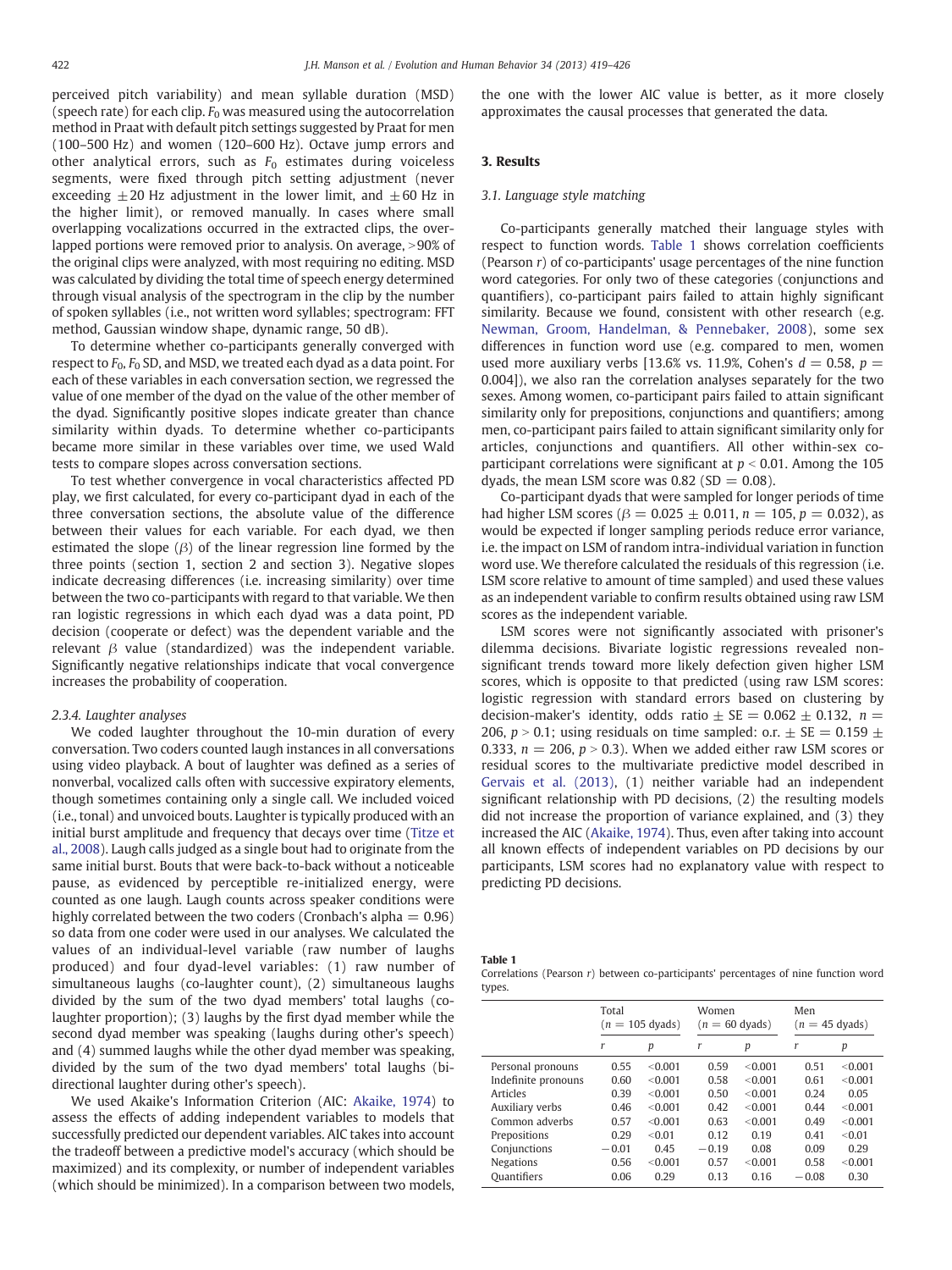perceived pitch variability) and mean syllable duration (MSD) (speech rate) for each clip. $F_0$ was measured using the autocorrelation method in Praat with default pitch settings suggested by Praat for men (100–500 Hz) and women (120–600 Hz). Octave jump errors and other analytical errors, such as $F_0$ estimates during voiceless segments, were fixed through pitch setting adjustment (never exceeding ±20 Hz adjustment in the lower limit, and ±60 Hz in the higher limit), or removed manually. In cases where small overlapping vocalizations occurred in the extracted clips, the overlapped portions were removed prior to analysis. On average, >90% of the original clips were analyzed, with most requiring no editing. MSD was calculated by dividing the total time of speech energy determined through visual analysis of the spectrogram in the clip by the number of spoken syllables (i.e., not written word syllables; spectrogram: FFT method, Gaussian window shape, dynamic range, 50 dB).

To determine whether co-participants generally converged with respect to $F_0$, $F_0$ SD, and MSD, we treated each dyad as a data point. For each of these variables in each conversation section, we regressed the value of one member of the dyad on the value of the other member of the dyad. Significantly positive slopes indicate greater than chance similarity within dyads. To determine whether co-participants became more similar in these variables over time, we used Wald tests to compare slopes across conversation sections.

To test whether convergence in vocal characteristics affected PD play, we first calculated, for every co-participant dyad in each of the three conversation sections, the absolute value of the difference between their values for each variable. For each dyad, we then estimated the slope ($\beta$) of the linear regression line formed by the three points (section 1, section 2 and section 3). Negative slopes indicate decreasing differences (i.e. increasing similarity) over time between the two co-participants with regard to that variable. We then ran logistic regressions in which each dyad was a data point, PD decision (cooperate or defect) was the dependent variable and the relevant $\beta$ value (standardized) was the independent variable. Significantly negative relationships indicate that vocal convergence increases the probability of cooperation.

#### 2.3.4. Laughter analyses

We coded laughter throughout the 10-min duration of every conversation. Two coders counted laugh instances in all conversations using video playback. A bout of laughter was defined as a series of nonverbal, vocalized calls often with successive expiratory elements, though sometimes containing only a single call. We included voiced (i.e., tonal) and unvoiced bouts. Laughter is typically produced with an initial burst amplitude and frequency that decays over time (Titze et al., 2008). Laugh calls judged as a single bout had to originate from the same initial burst. Bouts that were back-to-back without a noticeable pause, as evidenced by perceptible re-initialized energy, were counted as one laugh. Laugh counts across speaker conditions were highly correlated between the two coders (Cronbach's alpha = 0.96) so data from one coder were used in our analyses. We calculated the values of an individual-level variable (raw number of laughs produced) and four dyad-level variables: (1) raw number of simultaneous laughs (co-laughter count), (2) simultaneous laughs divided by the sum of the two dyad members' total laughs (co-laughter proportion); (3) laughs by the first dyad member while the second dyad member was speaking (laughs during other's speech) and (4) summed laughs while the other dyad member was speaking, divided by the sum of the two dyad members' total laughs (bi-directional laughter during other's speech).

We used Akaike's Information Criterion (AIC: Akaike, 1974) to assess the effects of adding independent variables to models that successfully predicted our dependent variables. AIC takes into account the tradeoff between a predictive model's accuracy (which should be maximized) and its complexity, or number of independent variables (which should be minimized). In a comparison between two models, the one with the lower AIC value is better, as it more closely approximates the causal processes that generated the data.

## 3. Results

### 3.1. Language style matching

Co-participants generally matched their language styles with respect to function words. Table 1 shows correlation coefficients (Pearson $r$) of co-participants' usage percentages of the nine function word categories. For only two of these categories (conjunctions and quantifiers), co-participant pairs failed to attain highly significant similarity. Because we found, consistent with other research (e.g. Newman, Groom, Handelman, & Pennebaker, 2008), some sex differences in function word use (e.g. compared to men, women used more auxiliary verbs [13.6% vs. 11.9%, Cohen's $d = 0.58$, $p = 0.004$]), we also ran the correlation analyses separately for the two sexes. Among women, co-participant pairs failed to attain significant similarity only for prepositions, conjunctions and quantifiers; among men, co-participant pairs failed to attain significant similarity only for articles, conjunctions and quantifiers. All other within-sex co-participant correlations were significant at $p < 0.01$. Among the 105 dyads, the mean LSM score was 0.82 (SD = 0.08).

Co-participant dyads that were sampled for longer periods of time had higher LSM scores ($\beta = 0.025 \pm 0.011$, $n = 105$, $p = 0.032$), as would be expected if longer sampling periods reduce error variance, i.e. the impact on LSM of random intra-individual variation in function word use. We therefore calculated the residuals of this regression (i.e. LSM score relative to amount of time sampled) and used these values as an independent variable to confirm results obtained using raw LSM scores as the independent variable.

LSM scores were not significantly associated with prisoner's dilemma decisions. Bivariate logistic regressions revealed non-significant trends toward more likely defection given higher LSM scores, which is opposite to that predicted (using raw LSM scores: logistic regression with standard errors based on clustering by decision-maker's identity, odds ratio ± SE = 0.062 ± 0.132, $n = 206$, $p > 0.1$; using residuals on time sampled: o.r. ± SE = 0.159 ± 0.333, $n = 206$, $p > 0.3$). When we added either raw LSM scores or residual scores to the multivariate predictive model described in Gervais et al. (2013), (1) neither variable had an independent significant relationship with PD decisions, (2) the resulting models did not increase the proportion of variance explained, and (3) they increased the AIC (Akaike, 1974). Thus, even after taking into account all known effects of independent variables on PD decisions by our participants, LSM scores had no explanatory value with respect to predicting PD decisions.

**Table 1**
Correlations (Pearson $r$) between co-participants' percentages of nine function word types.

| | Total ($n$ = 105 dyads) | | Women ($n$ = 60 dyads) | | Men ($n$ = 45 dyads) | |
|---|---|---|---|---|---|---|
| | $r$ | $p$ | $r$ | $p$ | $r$ | $p$ |
| Personal pronouns | 0.55 | <0.001 | 0.59 | <0.001 | 0.51 | <0.001 |
| Indefinite pronouns | 0.60 | <0.001 | 0.58 | <0.001 | 0.61 | <0.001 |
| Articles | 0.39 | <0.001 | 0.50 | <0.001 | 0.24 | 0.05 |
| Auxiliary verbs | 0.46 | <0.001 | 0.42 | <0.001 | 0.44 | <0.001 |
| Common adverbs | 0.57 | <0.001 | 0.63 | <0.001 | 0.49 | <0.001 |
| Prepositions | 0.29 | <0.01 | 0.12 | 0.19 | 0.41 | <0.01 |
| Conjunctions | −0.01 | 0.45 | −0.19 | 0.08 | 0.09 | 0.29 |
| Negations | 0.56 | <0.001 | 0.57 | <0.001 | 0.58 | <0.001 |
| Quantifiers | 0.06 | 0.29 | 0.13 | 0.16 | −0.08 | 0.30 |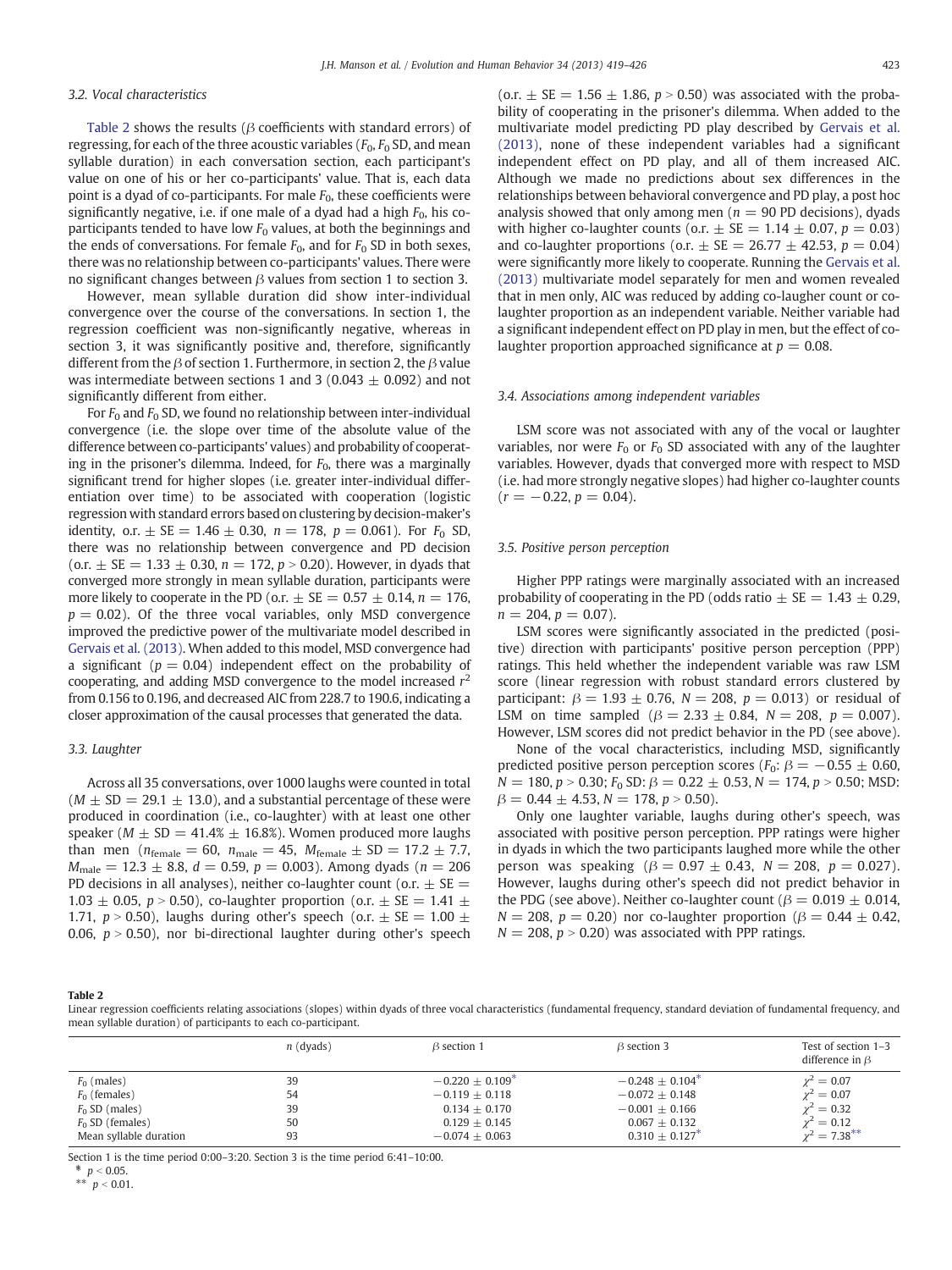### 3.2. Vocal characteristics

Table 2 shows the results (β coefficients with standard errors) of regressing, for each of the three acoustic variables ($F_0$, $F_0$ SD, and mean syllable duration) in each conversation section, each participant's value on one of his or her co-participants' value. That is, each data point is a dyad of co-participants. For male $F_0$, these coefficients were significantly negative, i.e. if one male of a dyad had a high $F_0$, his co-participants tended to have low $F_0$ values, at both the beginnings and the ends of conversations. For female $F_0$, and for $F_0$ SD in both sexes, there was no relationship between co-participants' values. There were no significant changes between β values from section 1 to section 3.

However, mean syllable duration did show inter-individual convergence over the course of the conversations. In section 1, the regression coefficient was non-significantly negative, whereas in section 3, it was significantly positive and, therefore, significantly different from the β of section 1. Furthermore, in section 2, the β value was intermediate between sections 1 and 3 (0.043 ± 0.092) and not significantly different from either.

For $F_0$ and $F_0$ SD, we found no relationship between inter-individual convergence (i.e. the slope over time of the absolute value of the difference between co-participants' values) and probability of cooperating in the prisoner's dilemma. Indeed, for $F_0$, there was a marginally significant trend for higher slopes (i.e. greater inter-individual differentiation over time) to be associated with cooperation (logistic regression with standard errors based on clustering by decision-maker's identity, o.r. ± SE = 1.46 ± 0.30, $n = 178$, $p = 0.061$). For $F_0$ SD, there was no relationship between convergence and PD decision (o.r. ± SE = 1.33 ± 0.30, $n = 172$, $p > 0.20$). However, in dyads that converged more strongly in mean syllable duration, participants were more likely to cooperate in the PD (o.r. ± SE = 0.57 ± 0.14, $n = 176$, $p = 0.02$). Of the three vocal variables, only MSD convergence improved the predictive power of the multivariate model described in Gervais et al. (2013). When added to this model, MSD convergence had a significant ($p = 0.04$) independent effect on the probability of cooperating, and adding MSD convergence to the model increased $r^2$ from 0.156 to 0.196, and decreased AIC from 228.7 to 190.6, indicating a closer approximation of the causal processes that generated the data.

### 3.3. Laughter

Across all 35 conversations, over 1000 laughs were counted in total ($M$ ± SD = 29.1 ± 13.0), and a substantial percentage of these were produced in coordination (i.e., co-laughter) with at least one other speaker ($M$ ± SD = 41.4% ± 16.8%). Women produced more laughs than men ($n_{female} = 60$, $n_{male} = 45$, $M_{female}$ ± SD = 17.2 ± 7.7, $M_{male}$ = 12.3 ± 8.8, $d = 0.59$, $p = 0.003$). Among dyads ($n = 206$ PD decisions in all analyses), neither co-laughter count (o.r. ± SE = 1.03 ± 0.05, $p > 0.50$), co-laughter proportion (o.r. ± SE = 1.41 ± 1.71, $p > 0.50$), laughs during other's speech (o.r. ± SE = 1.00 ± 0.06, $p > 0.50$), nor bi-directional laughter during other's speech (o.r. ± SE = 1.56 ± 1.86, $p > 0.50$) was associated with the probability of cooperating in the prisoner's dilemma. When added to the multivariate model predicting PD play described by Gervais et al. (2013), none of these independent variables had a significant independent effect on PD play, and all of them increased AIC. Although we made no predictions about sex differences in the relationships between behavioral convergence and PD play, a post hoc analysis showed that only among men ($n = 90$ PD decisions), dyads with higher co-laughter counts (o.r. ± SE = 1.14 ± 0.07, $p = 0.03$) and co-laughter proportions (o.r. ± SE = 26.77 ± 42.53, $p = 0.04$) were significantly more likely to cooperate. Running the Gervais et al. (2013) multivariate model separately for men and women revealed that in men only, AIC was reduced by adding co-laugher count or co-laughter proportion as an independent variable. Neither variable had a significant independent effect on PD play in men, but the effect of co-laughter proportion approached significance at $p = 0.08$.

### 3.4. Associations among independent variables

LSM score was not associated with any of the vocal or laughter variables, nor were $F_0$ or $F_0$ SD associated with any of the laughter variables. However, dyads that converged more with respect to MSD (i.e. had more strongly negative slopes) had higher co-laughter counts ($r = -0.22$, $p = 0.04$).

### 3.5. Positive person perception

Higher PPP ratings were marginally associated with an increased probability of cooperating in the PD (odds ratio ± SE = 1.43 ± 0.29, $n = 204$, $p = 0.07$).

LSM scores were significantly associated in the predicted (positive) direction with participants' positive person perception (PPP) ratings. This held whether the independent variable was raw LSM score (linear regression with robust standard errors clustered by participant: β = 1.93 ± 0.76, $N = 208$, $p = 0.013$) or residual of LSM on time sampled (β = 2.33 ± 0.84, $N = 208$, $p = 0.007$). However, LSM scores did not predict behavior in the PD (see above).

None of the vocal characteristics, including MSD, significantly predicted positive person perception scores ($F_0$: β = −0.55 ± 0.60, $N = 180$, $p > 0.30$; $F_0$ SD: β = 0.22 ± 0.53, $N = 174$, $p > 0.50$; MSD: β = 0.44 ± 4.53, $N = 178$, $p > 0.50$).

Only one laughter variable, laughs during other's speech, was associated with positive person perception. PPP ratings were higher in dyads in which the two participants laughed more while the other person was speaking (β = 0.97 ± 0.43, $N = 208$, $p = 0.027$). However, laughs during other's speech did not predict behavior in the PDG (see above). Neither co-laughter count (β = 0.019 ± 0.014, $N = 208$, $p = 0.20$) nor co-laughter proportion (β = 0.44 ± 0.42, $N = 208$, $p > 0.20$) was associated with PPP ratings.

**Table 2**
Linear regression coefficients relating associations (slopes) within dyads of three vocal characteristics (fundamental frequency, standard deviation of fundamental frequency, and mean syllable duration) of participants to each co-participant.

| | $n$ (dyads) | β section 1 | β section 3 | Test of section 1–3 difference in β |
|---|---|---|---|---|
| $F_0$ (males) | 39 | −0.220 ± 0.109* | −0.248 ± 0.104* | $\chi^2 = 0.07$ |
| $F_0$ (females) | 54 | −0.119 ± 0.118 | −0.072 ± 0.148 | $\chi^2 = 0.07$ |
| $F_0$ SD (males) | 39 | 0.134 ± 0.170 | −0.001 ± 0.166 | $\chi^2 = 0.32$ |
| $F_0$ SD (females) | 50 | 0.129 ± 0.145 | 0.067 ± 0.132 | $\chi^2 = 0.12$ |
| Mean syllable duration | 93 | −0.074 ± 0.063 | 0.310 ± 0.127* | $\chi^2 = 7.38$** |

Section 1 is the time period 0:00–3:20. Section 3 is the time period 6:41–10:00.
* $p < 0.05$.
** $p < 0.01$.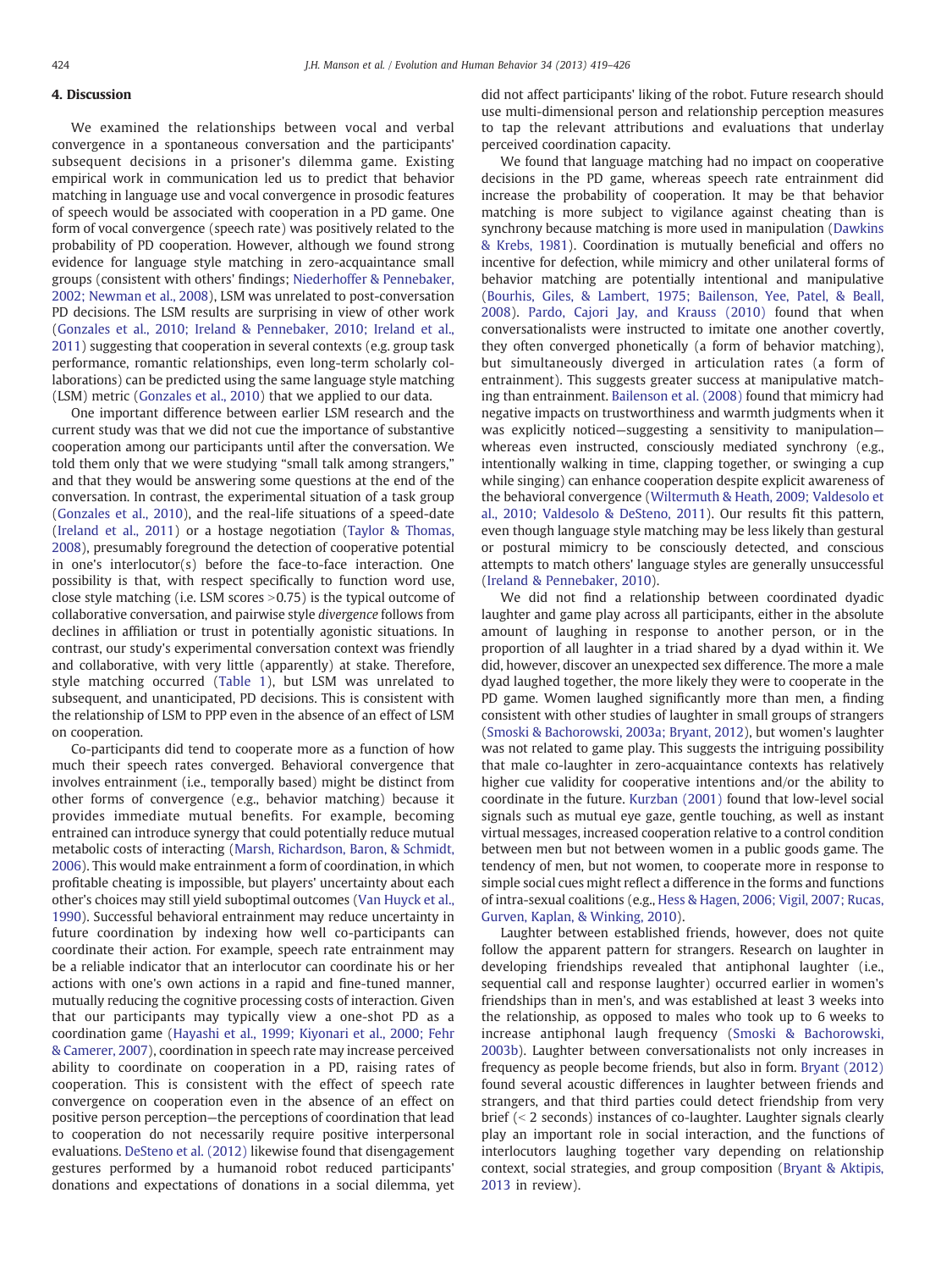## 4. Discussion

We examined the relationships between vocal and verbal convergence in a spontaneous conversation and the participants' subsequent decisions in a prisoner's dilemma game. Existing empirical work in communication led us to predict that behavior matching in language use and vocal convergence in prosodic features of speech would be associated with cooperation in a PD game. One form of vocal convergence (speech rate) was positively related to the probability of PD cooperation. However, although we found strong evidence for language style matching in zero-acquaintance small groups (consistent with others' findings; Niederhoffer & Pennebaker, 2002; Newman et al., 2008), LSM was unrelated to post-conversation PD decisions. The LSM results are surprising in view of other work (Gonzales et al., 2010; Ireland & Pennebaker, 2010; Ireland et al., 2011) suggesting that cooperation in several contexts (e.g. group task performance, romantic relationships, even long-term scholarly collaborations) can be predicted using the same language style matching (LSM) metric (Gonzales et al., 2010) that we applied to our data.

One important difference between earlier LSM research and the current study was that we did not cue the importance of substantive cooperation among our participants until after the conversation. We told them only that we were studying "small talk among strangers," and that they would be answering some questions at the end of the conversation. In contrast, the experimental situation of a task group (Gonzales et al., 2010), and the real-life situations of a speed-date (Ireland et al., 2011) or a hostage negotiation (Taylor & Thomas, 2008), presumably foreground the detection of cooperative potential in one's interlocutor(s) before the face-to-face interaction. One possibility is that, with respect specifically to function word use, close style matching (i.e. LSM scores >0.75) is the typical outcome of collaborative conversation, and pairwise style *divergence* follows from declines in affiliation or trust in potentially agonistic situations. In contrast, our study's experimental conversation context was friendly and collaborative, with very little (apparently) at stake. Therefore, style matching occurred (Table 1), but LSM was unrelated to subsequent, and unanticipated, PD decisions. This is consistent with the relationship of LSM to PPP even in the absence of an effect of LSM on cooperation.

Co-participants did tend to cooperate more as a function of how much their speech rates converged. Behavioral convergence that involves entrainment (i.e., temporally based) might be distinct from other forms of convergence (e.g., behavior matching) because it provides immediate mutual benefits. For example, becoming entrained can introduce synergy that could potentially reduce mutual metabolic costs of interacting (Marsh, Richardson, Baron, & Schmidt, 2006). This would make entrainment a form of coordination, in which profitable cheating is impossible, but players' uncertainty about each other's choices may still yield suboptimal outcomes (Van Huyck et al., 1990). Successful behavioral entrainment may reduce uncertainty in future coordination by indexing how well co-participants can coordinate their action. For example, speech rate entrainment may be a reliable indicator that an interlocutor can coordinate his or her actions with one's own actions in a rapid and fine-tuned manner, mutually reducing the cognitive processing costs of interaction. Given that our participants may typically view a one-shot PD as a coordination game (Hayashi et al., 1999; Kiyonari et al., 2000; Fehr & Camerer, 2007), coordination in speech rate may increase perceived ability to coordinate on cooperation in a PD, raising rates of cooperation. This is consistent with the effect of speech rate convergence on cooperation even in the absence of an effect on positive person perception—the perceptions of coordination that lead to cooperation do not necessarily require positive interpersonal evaluations. DeSteno et al. (2012) likewise found that disengagement gestures performed by a humanoid robot reduced participants' donations and expectations of donations in a social dilemma, yet did not affect participants' liking of the robot. Future research should use multi-dimensional person and relationship perception measures to tap the relevant attributions and evaluations that underlay perceived coordination capacity.

We found that language matching had no impact on cooperative decisions in the PD game, whereas speech rate entrainment did increase the probability of cooperation. It may be that behavior matching is more subject to vigilance against cheating than is synchrony because matching is more used in manipulation (Dawkins & Krebs, 1981). Coordination is mutually beneficial and offers no incentive for defection, while mimicry and other unilateral forms of behavior matching are potentially intentional and manipulative (Bourhis, Giles, & Lambert, 1975; Bailenson, Yee, Patel, & Beall, 2008). Pardo, Cajori Jay, and Krauss (2010) found that when conversationalists were instructed to imitate one another covertly, they often converged phonetically (a form of behavior matching), but simultaneously diverged in articulation rates (a form of entrainment). This suggests greater success at manipulative matching than entrainment. Bailenson et al. (2008) found that mimicry had negative impacts on trustworthiness and warmth judgments when it was explicitly noticed—suggesting a sensitivity to manipulation—whereas even instructed, consciously mediated synchrony (e.g., intentionally walking in time, clapping together, or swinging a cup while singing) can enhance cooperation despite explicit awareness of the behavioral convergence (Wiltermuth & Heath, 2009; Valdesolo et al., 2010; Valdesolo & DeSteno, 2011). Our results fit this pattern, even though language style matching may be less likely than gestural or postural mimicry to be consciously detected, and conscious attempts to match others' language styles are generally unsuccessful (Ireland & Pennebaker, 2010).

We did not find a relationship between coordinated dyadic laughter and game play across all participants, either in the absolute amount of laughing in response to another person, or in the proportion of all laughter in a triad shared by a dyad within it. We did, however, discover an unexpected sex difference. The more a male dyad laughed together, the more likely they were to cooperate in the PD game. Women laughed significantly more than men, a finding consistent with other studies of laughter in small groups of strangers (Smoski & Bachorowski, 2003a; Bryant, 2012), but women's laughter was not related to game play. This suggests the intriguing possibility that male co-laughter in zero-acquaintance contexts has relatively higher cue validity for cooperative intentions and/or the ability to coordinate in the future. Kurzban (2001) found that low-level social signals such as mutual eye gaze, gentle touching, as well as instant virtual messages, increased cooperation relative to a control condition between men but not between women in a public goods game. The tendency of men, but not women, to cooperate more in response to simple social cues might reflect a difference in the forms and functions of intra-sexual coalitions (e.g., Hess & Hagen, 2006; Vigil, 2007; Rucas, Gurven, Kaplan, & Winking, 2010).

Laughter between established friends, however, does not quite follow the apparent pattern for strangers. Research on laughter in developing friendships revealed that antiphonal laughter (i.e., sequential call and response laughter) occurred earlier in women's friendships than in men's, and was established at least 3 weeks into the relationship, as opposed to males who took up to 6 weeks to increase antiphonal laugh frequency (Smoski & Bachorowski, 2003b). Laughter between conversationalists not only increases in frequency as people become friends, but also in form. Bryant (2012) found several acoustic differences in laughter between friends and strangers, and that third parties could detect friendship from very brief (< 2 seconds) instances of co-laughter. Laughter signals clearly play an important role in social interaction, and the functions of interlocutors laughing together vary depending on relationship context, social strategies, and group composition (Bryant & Aktipis, 2013 in review).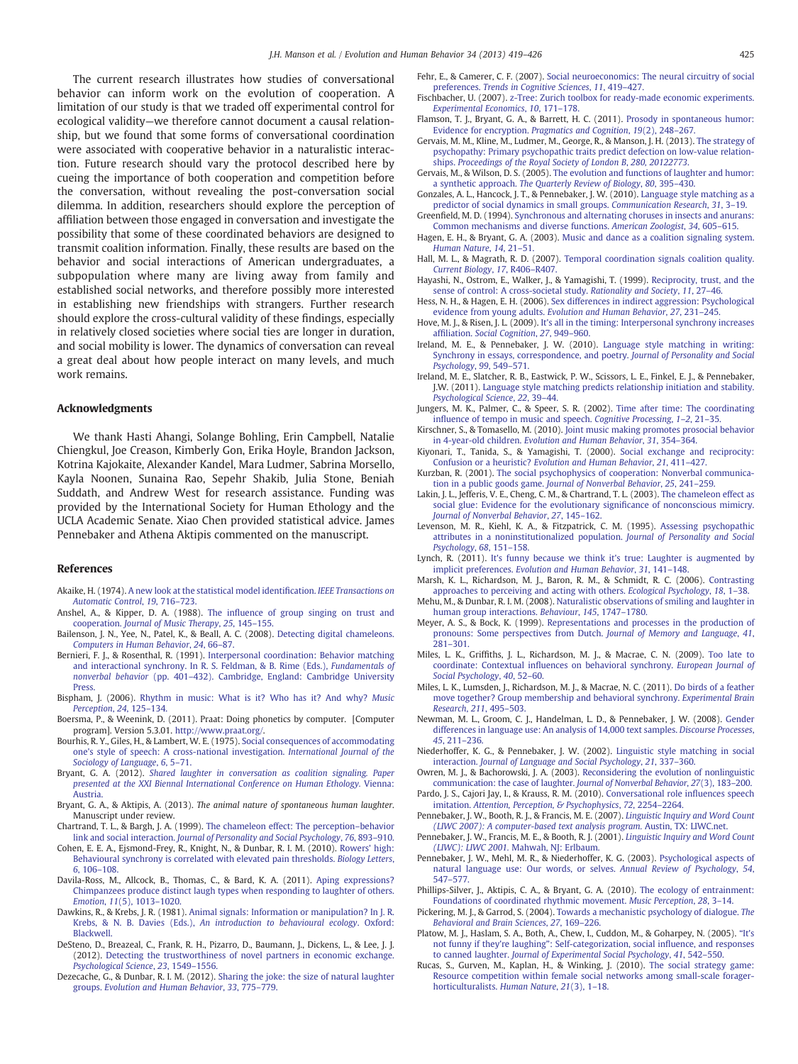The current research illustrates how studies of conversational behavior can inform work on the evolution of cooperation. A limitation of our study is that we traded off experimental control for ecological validity—we therefore cannot document a causal relationship, but we found that some forms of conversational coordination were associated with cooperative behavior in a naturalistic interaction. Future research should vary the protocol described here by cueing the importance of both cooperation and competition before the conversation, without revealing the post-conversation social dilemma. In addition, researchers should explore the perception of affiliation between those engaged in conversation and investigate the possibility that some of these coordinated behaviors are designed to transmit coalition information. Finally, these results are based on the behavior and social interactions of American undergraduates, a subpopulation where many are living away from family and established social networks, and therefore possibly more interested in establishing new friendships with strangers. Further research should explore the cross-cultural validity of these findings, especially in relatively closed societies where social ties are longer in duration, and social mobility is lower. The dynamics of conversation can reveal a great deal about how people interact on many levels, and much work remains.

## Acknowledgments

We thank Hasti Ahangi, Solange Bohling, Erin Campbell, Natalie Chiengkul, Joe Creason, Kimberly Gon, Erika Hoyle, Brandon Jackson, Kotrina Kajokaite, Alexander Kandel, Mara Ludmer, Sabrina Morsello, Kayla Noonen, Sunaina Rao, Sepehr Shakib, Julia Stone, Beniah Suddath, and Andrew West for research assistance. Funding was provided by the International Society for Human Ethology and the UCLA Academic Senate. Xiao Chen provided statistical advice. James Pennebaker and Athena Aktipis commented on the manuscript.

## References

Akaike, H. (1974). A new look at the statistical model identification. *IEEE Transactions on Automatic Control*, *19*, 716–723.

Anshel, A., & Kipper, D. A. (1988). The influence of group singing on trust and cooperation. *Journal of Music Therapy*, *25*, 145–155.

Bailenson, J. N., Yee, N., Patel, K., & Beall, A. C. (2008). Detecting digital chameleons. *Computers in Human Behavior*, *24*, 66–87.

Bernieri, F. J., & Rosenthal, R. (1991). Interpersonal coordination: Behavior matching and interactional synchrony. In R. S. Feldman, & B. Rime (Eds.), *Fundamentals of nonverbal behavior* (pp. 401–432). Cambridge, England: Cambridge University Press.

Bispham, J. (2006). Rhythm in music: What is it? Who has it? And why? *Music Perception*, *24*, 125–134.

Boersma, P., & Weenink, D. (2011). Praat: Doing phonetics by computer. [Computer program]. Version 5.3.01. http://www.praat.org/.

Bourhis, R. Y., Giles, H., & Lambert, W. E. (1975). Social consequences of accommodating one's style of speech: A cross-national investigation. *International Journal of the Sociology of Language*, *6*, 5–71.

Bryant, G. A. (2012). *Shared laughter in conversation as coalition signaling. Paper presented at the XXI Biennal International Conference on Human Ethology*. Vienna: Austria.

Bryant, G. A., & Aktipis, A. (2013). *The animal nature of spontaneous human laughter*. Manuscript under review.

Chartrand, T. L., & Bargh, J. A. (1999). The chameleon effect: The perception–behavior link and social interaction. *Journal of Personality and Social Psychology*, *76*, 893–910.

Cohen, E. E. A., Ejsmond-Frey, R., Knight, N., & Dunbar, R. I. M. (2010). Rowers' high: Behavioural synchrony is correlated with elevated pain thresholds. *Biology Letters*, *6*, 106–108.

Davila-Ross, M., Allcock, B., Thomas, C., & Bard, K. A. (2011). Aping expressions? Chimpanzees produce distinct laugh types when responding to laughter of others. *Emotion*, *11*(5), 1013–1020.

Dawkins, R., & Krebs, J. R. (1981). Animal signals: Information or manipulation? In J. R. Krebs, & N. B. Davies (Eds.), *An introduction to behavioural ecology*. Oxford: Blackwell.

DeSteno, D., Breazeal, C., Frank, R. H., Pizarro, D., Baumann, J., Dickens, L., & Lee, J. J. (2012). Detecting the trustworthiness of novel partners in economic exchange. *Psychological Science*, *23*, 1549–1556.

Dezecache, G., & Dunbar, R. I. M. (2012). Sharing the joke: the size of natural laughter groups. *Evolution and Human Behavior*, *33*, 775–779.

Fehr, E., & Camerer, C. F. (2007). Social neuroeconomics: The neural circuitry of social preferences. *Trends in Cognitive Sciences*, *11*, 419–427.

Fischbacher, U. (2007). z-Tree: Zurich toolbox for ready-made economic experiments. *Experimental Economics*, *10*, 171–178.

Flamson, T. J., Bryant, G. A., & Barrett, H. C. (2011). Prosody in spontaneous humor: Evidence for encryption. *Pragmatics and Cognition*, *19*(2), 248–267.

Gervais, M. M., Kline, M., Ludmer, M., George, R., & Manson, J. H. (2013). The strategy of psychopathy: Primary psychopathic traits predict defection on low-value relationships. *Proceedings of the Royal Society of London B*, *280*, *20122773*.

Gervais, M., & Wilson, D. S. (2005). The evolution and functions of laughter and humor: a synthetic approach. *The Quarterly Review of Biology*, *80*, 395–430.

Gonzales, A. L., Hancock, J. T., & Pennebaker, J. W. (2010). Language style matching as a predictor of social dynamics in small groups. *Communication Research*, *31*, 3–19.

Greenfield, M. D. (1994). Synchronous and alternating choruses in insects and anurans: Common mechanisms and diverse functions. *American Zoologist*, *34*, 605–615.

Hagen, E. H., & Bryant, G. A. (2003). Music and dance as a coalition signaling system. *Human Nature*, *14*, 21–51.

Hall, M. L., & Magrath, R. D. (2007). Temporal coordination signals coalition quality. *Current Biology*, *17*, R406–R407.

Hayashi, N., Ostrom, E., Walker, J., & Yamagishi, T. (1999). Reciprocity, trust, and the sense of control: A cross-societal study. *Rationality and Society*, *11*, 27–46.

Hess, N. H., & Hagen, E. H. (2006). Sex differences in indirect aggression: Psychological evidence from young adults. *Evolution and Human Behavior*, *27*, 231–245.

Hove, M. J., & Risen, J. L. (2009). It's all in the timing: Interpersonal synchrony increases affiliation. *Social Cognition*, *27*, 949–960.

Ireland, M. E., & Pennebaker, J. W. (2010). Language style matching in writing: Synchrony in essays, correspondence, and poetry. *Journal of Personality and Social Psychology*, *99*, 549–571.

Ireland, M. E., Slatcher, R. B., Eastwick, P. W., Scissors, L. E., Finkel, E. J., & Pennebaker, J.W. (2011). Language style matching predicts relationship initiation and stability. *Psychological Science*, *22*, 39–44.

Jungers, M. K., Palmer, C., & Speer, S. R. (2002). Time after time: The coordinating influence of tempo in music and speech. *Cognitive Processing*, *1–2*, 21–35.

Kirschner, S., & Tomasello, M. (2010). Joint music making promotes prosocial behavior in 4-year-old children. *Evolution and Human Behavior*, *31*, 354–364.

Kiyonari, T., Tanida, S., & Yamagishi, T. (2000). Social exchange and reciprocity: Confusion or a heuristic? *Evolution and Human Behavior*, *21*, 411–427.

Kurzban, R. (2001). The social psychophysics of cooperation: Nonverbal communication in a public goods game. *Journal of Nonverbal Behavior*, *25*, 241–259.

Lakin, J. L., Jefferis, V. E., Cheng, C. M., & Chartrand, T. L. (2003). The chameleon effect as social glue: Evidence for the evolutionary significance of nonconscious mimicry. *Journal of Nonverbal Behavior*, *27*, 145–162.

Levenson, M. R., Kiehl, K. A., & Fitzpatrick, C. M. (1995). Assessing psychopathic attributes in a noninstitutionalized population. *Journal of Personality and Social Psychology*, *68*, 151–158.

Lynch, R. (2011). It's funny because we think it's true: Laughter is augmented by implicit preferences. *Evolution and Human Behavior*, *31*, 141–148.

Marsh, K. L., Richardson, M. J., Baron, R. M., & Schmidt, R. C. (2006). Contrasting approaches to perceiving and acting with others. *Ecological Psychology*, *18*, 1–38.

Mehu, M., & Dunbar, R. I. M. (2008). Naturalistic observations of smiling and laughter in human group interactions. *Behaviour*, *145*, 1747–1780.

Meyer, A. S., & Bock, K. (1999). Representations and processes in the production of pronouns: Some perspectives from Dutch. *Journal of Memory and Language*, *41*, 281–301.

Miles, L. K., Griffiths, J. L., Richardson, M. J., & Macrae, C. N. (2009). Too late to coordinate: Contextual influences on behavioral synchrony. *European Journal of Social Psychology*, *40*, 52–60.

Miles, L. K., Lumsden, J., Richardson, M. J., & Macrae, N. C. (2011). Do birds of a feather move together? Group membership and behavioral synchrony. *Experimental Brain Research*, *211*, 495–503.

Newman, M. L., Groom, C. J., Handelman, L. D., & Pennebaker, J. W. (2008). Gender differences in language use: An analysis of 14,000 text samples. *Discourse Processes*, *45*, 211–236.

Niederhoffer, K. G., & Pennebaker, J. W. (2002). Linguistic style matching in social interaction. *Journal of Language and Social Psychology*, *21*, 337–360.

Owren, M. J., & Bachorowski, J. A. (2003). Reconsidering the evolution of nonlinguistic communication: the case of laughter. *Journal of Nonverbal Behavior*, *27*(3), 183–200.

Pardo, J. S., Cajori Jay, I., & Krauss, R. M. (2010). Conversational role influences speech imitation. *Attention, Perception, & Psychophysics*, *72*, 2254–2264.

Pennebaker, J. W., Booth, R. J., & Francis, M. E. (2007). *Linguistic Inquiry and Word Count (LIWC 2007): A computer-based text analysis program.* Austin, TX: LIWC.net.

Pennebaker, J. W., Francis, M. E., & Booth, R. J. (2001). *Linguistic Inquiry and Word Count (LIWC): LIWC 2001.* Mahwah, NJ: Erlbaum.

Pennebaker, J. W., Mehl, M. R., & Niederhoffer, K. G. (2003). Psychological aspects of natural language use: Our words, or selves. *Annual Review of Psychology*, *54*, 547–577.

Phillips-Silver, J., Aktipis, C. A., & Bryant, G. A. (2010). The ecology of entrainment: Foundations of coordinated rhythmic movement. *Music Perception*, *28*, 3–14.

Pickering, M. J., & Garrod, S. (2004). Towards a mechanistic psychology of dialogue. *The Behavioral and Brain Sciences*, *27*, 169–226.

Platow, M. J., Haslam, S. A., Both, A., Chew, I., Cuddon, M., & Goharpey, N. (2005). "It's not funny if they're laughing": Self-categorization, social influence, and responses to canned laughter. *Journal of Experimental Social Psychology*, *41*, 542–550.

Rucas, S., Gurven, M., Kaplan, H., & Winking, J. (2010). The social strategy game: Resource competition within female social networks among small-scale forager-horticulturalists. *Human Nature*, *21*(3), 1–18.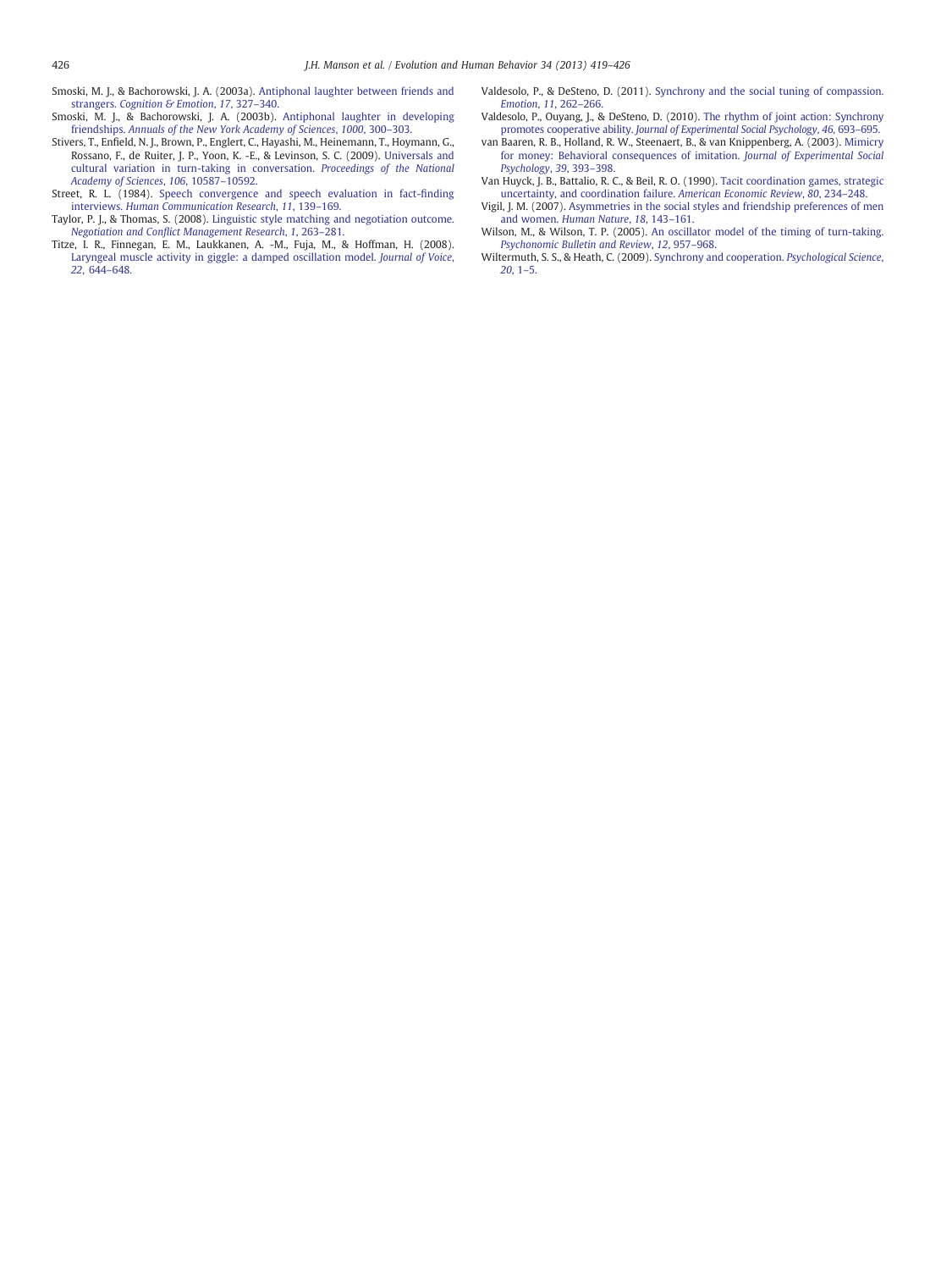Smoski, M. J., & Bachorowski, J. A. (2003a). Antiphonal laughter between friends and strangers. *Cognition & Emotion*, *17*, 327–340.

Smoski, M. J., & Bachorowski, J. A. (2003b). Antiphonal laughter in developing friendships. *Annuals of the New York Academy of Sciences*, *1000*, 300–303.

Stivers, T., Enfield, N. J., Brown, P., Englert, C., Hayashi, M., Heinemann, T., Hoymann, G., Rossano, F., de Ruiter, J. P., Yoon, K. -E., & Levinson, S. C. (2009). Universals and cultural variation in turn-taking in conversation. *Proceedings of the National Academy of Sciences*, *106*, 10587–10592.

Street, R. L. (1984). Speech convergence and speech evaluation in fact-finding interviews. *Human Communication Research*, *11*, 139–169.

Taylor, P. J., & Thomas, S. (2008). Linguistic style matching and negotiation outcome. *Negotiation and Conflict Management Research*, *1*, 263–281.

Titze, I. R., Finnegan, E. M., Laukkanen, A. -M., Fuja, M., & Hoffman, H. (2008). Laryngeal muscle activity in giggle: a damped oscillation model. *Journal of Voice*, *22*, 644–648.

Valdesolo, P., & DeSteno, D. (2011). Synchrony and the social tuning of compassion. *Emotion*, *11*, 262–266.

Valdesolo, P., Ouyang, J., & DeSteno, D. (2010). The rhythm of joint action: Synchrony promotes cooperative ability. *Journal of Experimental Social Psychology*, *46*, 693–695.

van Baaren, R. B., Holland, R. W., Steenaert, B., & van Knippenberg, A. (2003). Mimicry for money: Behavioral consequences of imitation. *Journal of Experimental Social Psychology*, *39*, 393–398.

Van Huyck, J. B., Battalio, R. C., & Beil, R. O. (1990). Tacit coordination games, strategic uncertainty, and coordination failure. *American Economic Review*, *80*, 234–248.

Vigil, J. M. (2007). Asymmetries in the social styles and friendship preferences of men and women. *Human Nature*, *18*, 143–161.

Wilson, M., & Wilson, T. P. (2005). An oscillator model of the timing of turn-taking. *Psychonomic Bulletin and Review*, *12*, 957–968.

Wiltermuth, S. S., & Heath, C. (2009). Synchrony and cooperation. *Psychological Science*, *20*, 1–5.